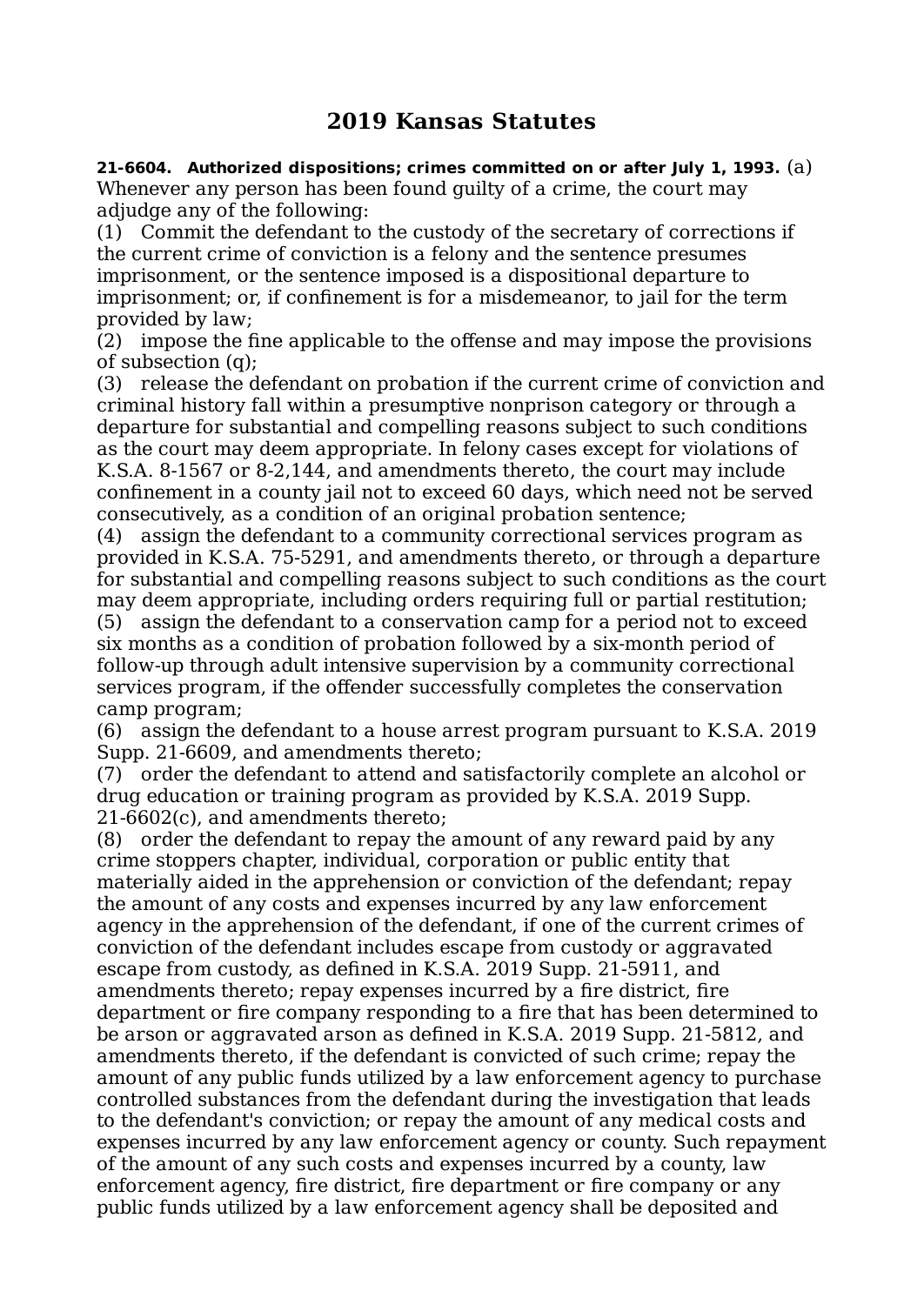# 2019 Kansas Statutes

**21-6604. Authorized dispositions; crimes committed on or after July 1, 1993.** (a) Whenever any person has been found guilty of a crime, the court may adjudge any of the following:

(1) Commit the defendant to the custody of the secretary of corrections if the current crime of conviction is a felony and the sentence presumes imprisonment, or the sentence imposed is a dispositional departure to imprisonment; or, if confinement is for a misdemeanor, to jail for the term provided by law;

(2) impose the fine applicable to the offense and may impose the provisions of subsection (q);

(3) release the defendant on probation if the current crime of conviction and criminal history fall within a presumptive nonprison category or through a departure for substantial and compelling reasons subject to such conditions as the court may deem appropriate. In felony cases except for violations of K.S.A. 8-1567 or 8-2,144, and amendments thereto, the court may include confinement in a county jail not to exceed 60 days, which need not be served consecutively, as a condition of an original probation sentence;

(4) assign the defendant to a community correctional services program as provided in K.S.A. 75-5291, and amendments thereto, or through a departure for substantial and compelling reasons subject to such conditions as the court may deem appropriate, including orders requiring full or partial restitution;

(5) assign the defendant to a conservation camp for a period not to exceed six months as a condition of probation followed by a six-month period of follow-up through adult intensive supervision by a community correctional services program, if the offender successfully completes the conservation camp program;

(6) assign the defendant to a house arrest program pursuant to K.S.A. 2019 Supp. 21-6609, and amendments thereto;

(7) order the defendant to attend and satisfactorily complete an alcohol or drug education or training program as provided by K.S.A. 2019 Supp. 21-6602(c), and amendments thereto;

(8) order the defendant to repay the amount of any reward paid by any crime stoppers chapter, individual, corporation or public entity that materially aided in the apprehension or conviction of the defendant; repay the amount of any costs and expenses incurred by any law enforcement agency in the apprehension of the defendant, if one of the current crimes of conviction of the defendant includes escape from custody or aggravated escape from custody, as defined in K.S.A. 2019 Supp. 21-5911, and amendments thereto; repay expenses incurred by a fire district, fire department or fire company responding to a fire that has been determined to be arson or aggravated arson as defined in K.S.A. 2019 Supp. 21-5812, and amendments thereto, if the defendant is convicted of such crime; repay the amount of any public funds utilized by a law enforcement agency to purchase controlled substances from the defendant during the investigation that leads to the defendant's conviction; or repay the amount of any medical costs and expenses incurred by any law enforcement agency or county. Such repayment of the amount of any such costs and expenses incurred by a county, law enforcement agency, fire district, fire department or fire company or any public funds utilized by a law enforcement agency shall be deposited and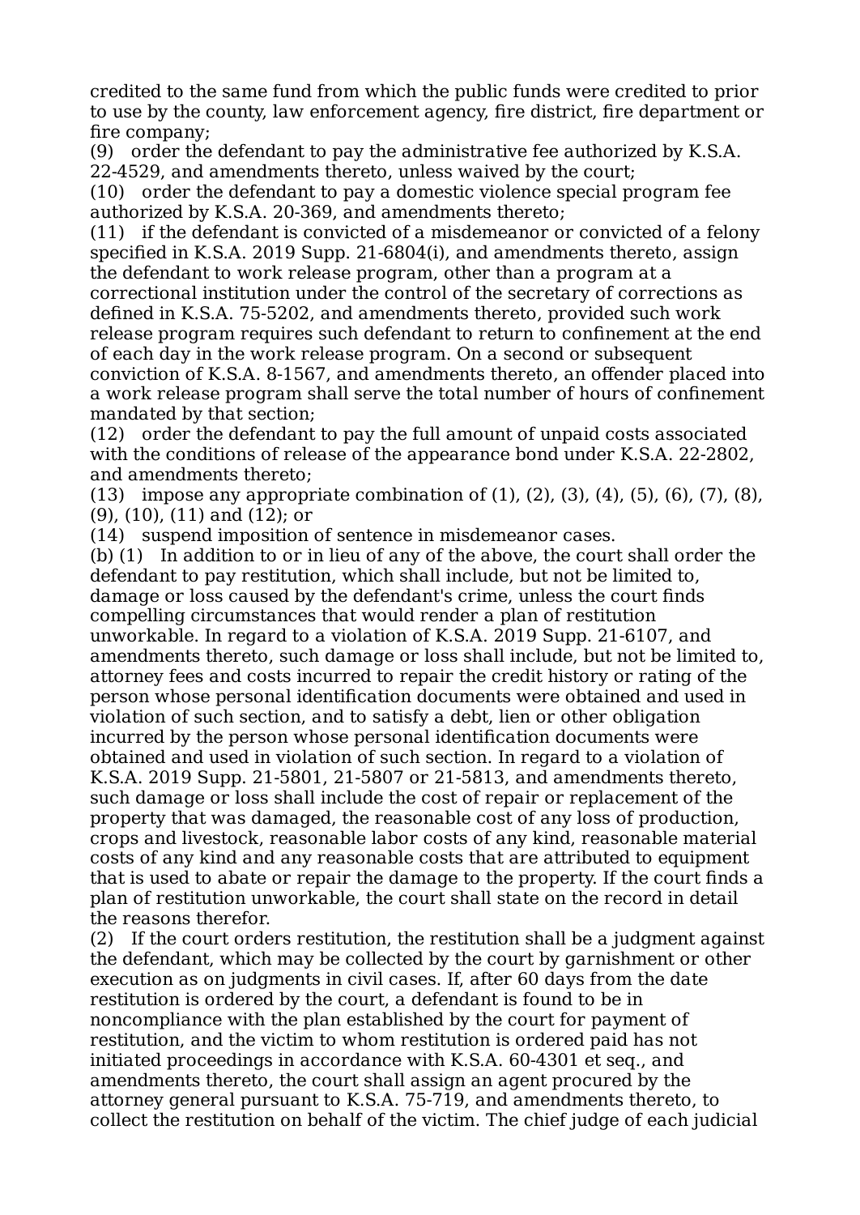credited to the same fund from which the public funds were credited to prior to use by the county, law enforcement agency, fire district, fire department or fire company;

(9) order the defendant to pay the administrative fee authorized by K.S.A. 22-4529, and amendments thereto, unless waived by the court;

(10) order the defendant to pay a domestic violence special program fee authorized by K.S.A. 20-369, and amendments thereto;

(11) if the defendant is convicted of a misdemeanor or convicted of a felony specified in K.S.A. 2019 Supp. 21-6804(i), and amendments thereto, assign the defendant to work release program, other than a program at a correctional institution under the control of the secretary of corrections as defined in K.S.A. 75-5202, and amendments thereto, provided such work release program requires such defendant to return to confinement at the end of each day in the work release program. On a second or subsequent conviction of K.S.A. 8-1567, and amendments thereto, an offender placed into a work release program shall serve the total number of hours of confinement mandated by that section;

(12) order the defendant to pay the full amount of unpaid costs associated with the conditions of release of the appearance bond under K.S.A. 22-2802, and amendments thereto;

(13) impose any appropriate combination of (1), (2), (3), (4), (5), (6), (7), (8), (9), (10), (11) and (12); or

(14) suspend imposition of sentence in misdemeanor cases.

(b) (1) In addition to or in lieu of any of the above, the court shall order the defendant to pay restitution, which shall include, but not be limited to, damage or loss caused by the defendant's crime, unless the court finds compelling circumstances that would render a plan of restitution unworkable. In regard to a violation of K.S.A. 2019 Supp. 21-6107, and amendments thereto, such damage or loss shall include, but not be limited to, attorney fees and costs incurred to repair the credit history or rating of the person whose personal identification documents were obtained and used in violation of such section, and to satisfy a debt, lien or other obligation incurred by the person whose personal identification documents were obtained and used in violation of such section. In regard to a violation of K.S.A. 2019 Supp. 21-5801, 21-5807 or 21-5813, and amendments thereto, such damage or loss shall include the cost of repair or replacement of the property that was damaged, the reasonable cost of any loss of production, crops and livestock, reasonable labor costs of any kind, reasonable material costs of any kind and any reasonable costs that are attributed to equipment that is used to abate or repair the damage to the property. If the court finds a plan of restitution unworkable, the court shall state on the record in detail the reasons therefor.

(2) If the court orders restitution, the restitution shall be a judgment against the defendant, which may be collected by the court by garnishment or other execution as on judgments in civil cases. If, after 60 days from the date restitution is ordered by the court, a defendant is found to be in noncompliance with the plan established by the court for payment of restitution, and the victim to whom restitution is ordered paid has not initiated proceedings in accordance with K.S.A. 60-4301 et seq., and amendments thereto, the court shall assign an agent procured by the attorney general pursuant to K.S.A. 75-719, and amendments thereto, to collect the restitution on behalf of the victim. The chief judge of each judicial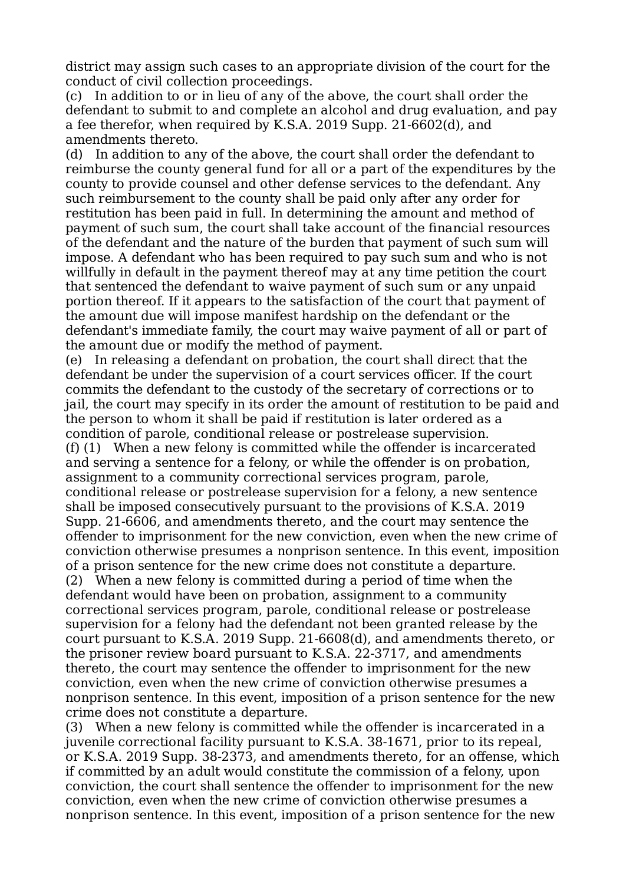district may assign such cases to an appropriate division of the court for the conduct of civil collection proceedings.

(c) In addition to or in lieu of any of the above, the court shall order the defendant to submit to and complete an alcohol and drug evaluation, and pay a fee therefor, when required by K.S.A. 2019 Supp. 21-6602(d), and amendments thereto.

(d) In addition to any of the above, the court shall order the defendant to reimburse the county general fund for all or a part of the expenditures by the county to provide counsel and other defense services to the defendant. Any such reimbursement to the county shall be paid only after any order for restitution has been paid in full. In determining the amount and method of payment of such sum, the court shall take account of the financial resources of the defendant and the nature of the burden that payment of such sum will impose. A defendant who has been required to pay such sum and who is not willfully in default in the payment thereof may at any time petition the court that sentenced the defendant to waive payment of such sum or any unpaid portion thereof. If it appears to the satisfaction of the court that payment of the amount due will impose manifest hardship on the defendant or the defendant's immediate family, the court may waive payment of all or part of the amount due or modify the method of payment.

(e) In releasing a defendant on probation, the court shall direct that the defendant be under the supervision of a court services officer. If the court commits the defendant to the custody of the secretary of corrections or to jail, the court may specify in its order the amount of restitution to be paid and the person to whom it shall be paid if restitution is later ordered as a condition of parole, conditional release or postrelease supervision.

(f) (1) When a new felony is committed while the offender is incarcerated and serving a sentence for a felony, or while the offender is on probation, assignment to a community correctional services program, parole, conditional release or postrelease supervision for a felony, a new sentence shall be imposed consecutively pursuant to the provisions of K.S.A. 2019 Supp. 21-6606, and amendments thereto, and the court may sentence the offender to imprisonment for the new conviction, even when the new crime of conviction otherwise presumes a nonprison sentence. In this event, imposition of a prison sentence for the new crime does not constitute a departure.

(2) When a new felony is committed during a period of time when the defendant would have been on probation, assignment to a community correctional services program, parole, conditional release or postrelease supervision for a felony had the defendant not been granted release by the court pursuant to K.S.A. 2019 Supp. 21-6608(d), and amendments thereto, or the prisoner review board pursuant to K.S.A. 22-3717, and amendments thereto, the court may sentence the offender to imprisonment for the new conviction, even when the new crime of conviction otherwise presumes a nonprison sentence. In this event, imposition of a prison sentence for the new crime does not constitute a departure.

(3) When a new felony is committed while the offender is incarcerated in a juvenile correctional facility pursuant to K.S.A. 38-1671, prior to its repeal, or K.S.A. 2019 Supp. 38-2373, and amendments thereto, for an offense, which if committed by an adult would constitute the commission of a felony, upon conviction, the court shall sentence the offender to imprisonment for the new conviction, even when the new crime of conviction otherwise presumes a nonprison sentence. In this event, imposition of a prison sentence for the new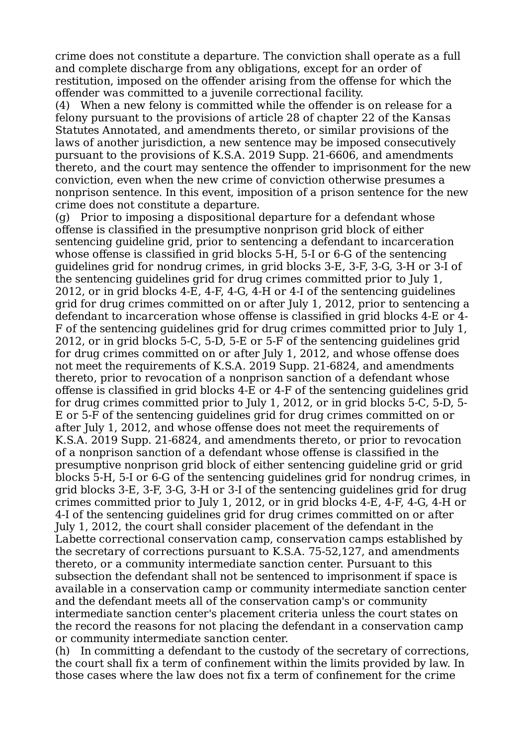crime does not constitute a departure. The conviction shall operate as a full and complete discharge from any obligations, except for an order of restitution, imposed on the offender arising from the offense for which the offender was committed to a juvenile correctional facility.

(4) When a new felony is committed while the offender is on release for a felony pursuant to the provisions of article 28 of chapter 22 of the Kansas Statutes Annotated, and amendments thereto, or similar provisions of the laws of another jurisdiction, a new sentence may be imposed consecutively pursuant to the provisions of K.S.A. 2019 Supp. 21-6606, and amendments thereto, and the court may sentence the offender to imprisonment for the new conviction, even when the new crime of conviction otherwise presumes a nonprison sentence. In this event, imposition of a prison sentence for the new crime does not constitute a departure.

(g) Prior to imposing a dispositional departure for a defendant whose offense is classified in the presumptive nonprison grid block of either sentencing guideline grid, prior to sentencing a defendant to incarceration whose offense is classified in grid blocks 5-H, 5-I or 6-G of the sentencing guidelines grid for nondrug crimes, in grid blocks 3-E, 3-F, 3-G, 3-H or 3-I of the sentencing guidelines grid for drug crimes committed prior to July 1, 2012, or in grid blocks 4-E, 4-F, 4-G, 4-H or 4-I of the sentencing guidelines grid for drug crimes committed on or after July 1, 2012, prior to sentencing a defendant to incarceration whose offense is classified in grid blocks 4-E or 4-F of the sentencing guidelines grid for drug crimes committed prior to July 1, 2012, or in grid blocks 5-C, 5-D, 5-E or 5-F of the sentencing guidelines grid for drug crimes committed on or after July 1, 2012, and whose offense does not meet the requirements of K.S.A. 2019 Supp. 21-6824, and amendments thereto, prior to revocation of a nonprison sanction of a defendant whose offense is classified in grid blocks 4-E or 4-F of the sentencing guidelines grid for drug crimes committed prior to July 1, 2012, or in grid blocks 5-C, 5-D, 5-E or 5-F of the sentencing guidelines grid for drug crimes committed on or after July 1, 2012, and whose offense does not meet the requirements of K.S.A. 2019 Supp. 21-6824, and amendments thereto, or prior to revocation of a nonprison sanction of a defendant whose offense is classified in the presumptive nonprison grid block of either sentencing guideline grid or grid blocks 5-H, 5-I or 6-G of the sentencing guidelines grid for nondrug crimes, in grid blocks 3-E, 3-F, 3-G, 3-H or 3-I of the sentencing guidelines grid for drug crimes committed prior to July 1, 2012, or in grid blocks 4-E, 4-F, 4-G, 4-H or 4-I of the sentencing guidelines grid for drug crimes committed on or after July 1, 2012, the court shall consider placement of the defendant in the Labette correctional conservation camp, conservation camps established by the secretary of corrections pursuant to K.S.A. 75-52,127, and amendments thereto, or a community intermediate sanction center. Pursuant to this subsection the defendant shall not be sentenced to imprisonment if space is available in a conservation camp or community intermediate sanction center and the defendant meets all of the conservation camp's or community intermediate sanction center's placement criteria unless the court states on the record the reasons for not placing the defendant in a conservation camp or community intermediate sanction center.

(h) In committing a defendant to the custody of the secretary of corrections, the court shall fix a term of confinement within the limits provided by law. In those cases where the law does not fix a term of confinement for the crime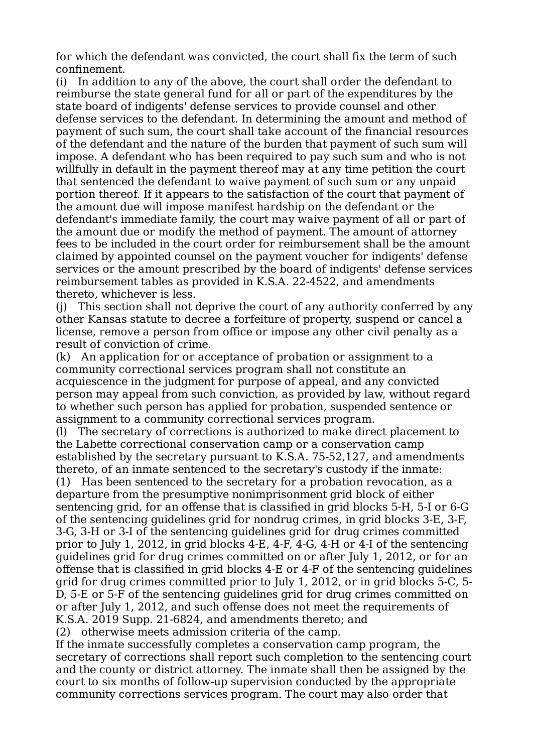for which the defendant was convicted, the court shall fix the term of such confinement.

(i) In addition to any of the above, the court shall order the defendant to reimburse the state general fund for all or part of the expenditures by the state board of indigents' defense services to provide counsel and other defense services to the defendant. In determining the amount and method of payment of such sum, the court shall take account of the financial resources of the defendant and the nature of the burden that payment of such sum will impose. A defendant who has been required to pay such sum and who is not willfully in default in the payment thereof may at any time petition the court that sentenced the defendant to waive payment of such sum or any unpaid portion thereof. If it appears to the satisfaction of the court that payment of the amount due will impose manifest hardship on the defendant or the defendant's immediate family, the court may waive payment of all or part of the amount due or modify the method of payment. The amount of attorney fees to be included in the court order for reimbursement shall be the amount claimed by appointed counsel on the payment voucher for indigents' defense services or the amount prescribed by the board of indigents' defense services reimbursement tables as provided in K.S.A. 22-4522, and amendments thereto, whichever is less.

(j) This section shall not deprive the court of any authority conferred by any other Kansas statute to decree a forfeiture of property, suspend or cancel a license, remove a person from office or impose any other civil penalty as a result of conviction of crime.

(k) An application for or acceptance of probation or assignment to a community correctional services program shall not constitute an acquiescence in the judgment for purpose of appeal, and any convicted person may appeal from such conviction, as provided by law, without regard to whether such person has applied for probation, suspended sentence or assignment to a community correctional services program.

(l) The secretary of corrections is authorized to make direct placement to the Labette correctional conservation camp or a conservation camp established by the secretary pursuant to K.S.A. 75-52,127, and amendments thereto, of an inmate sentenced to the secretary's custody if the inmate:

(1) Has been sentenced to the secretary for a probation revocation, as a departure from the presumptive nonimprisonment grid block of either sentencing grid, for an offense that is classified in grid blocks 5-H, 5-I or 6-G of the sentencing guidelines grid for nondrug crimes, in grid blocks 3-E, 3-F, 3-G, 3-H or 3-I of the sentencing guidelines grid for drug crimes committed prior to July 1, 2012, in grid blocks 4-E, 4-F, 4-G, 4-H or 4-I of the sentencing guidelines grid for drug crimes committed on or after July 1, 2012, or for an offense that is classified in grid blocks 4-E or 4-F of the sentencing guidelines grid for drug crimes committed prior to July 1, 2012, or in grid blocks 5-C, 5-D, 5-E or 5-F of the sentencing guidelines grid for drug crimes committed on or after July 1, 2012, and such offense does not meet the requirements of K.S.A. 2019 Supp. 21-6824, and amendments thereto; and

(2) otherwise meets admission criteria of the camp.

If the inmate successfully completes a conservation camp program, the secretary of corrections shall report such completion to the sentencing court and the county or district attorney. The inmate shall then be assigned by the court to six months of follow-up supervision conducted by the appropriate community corrections services program. The court may also order that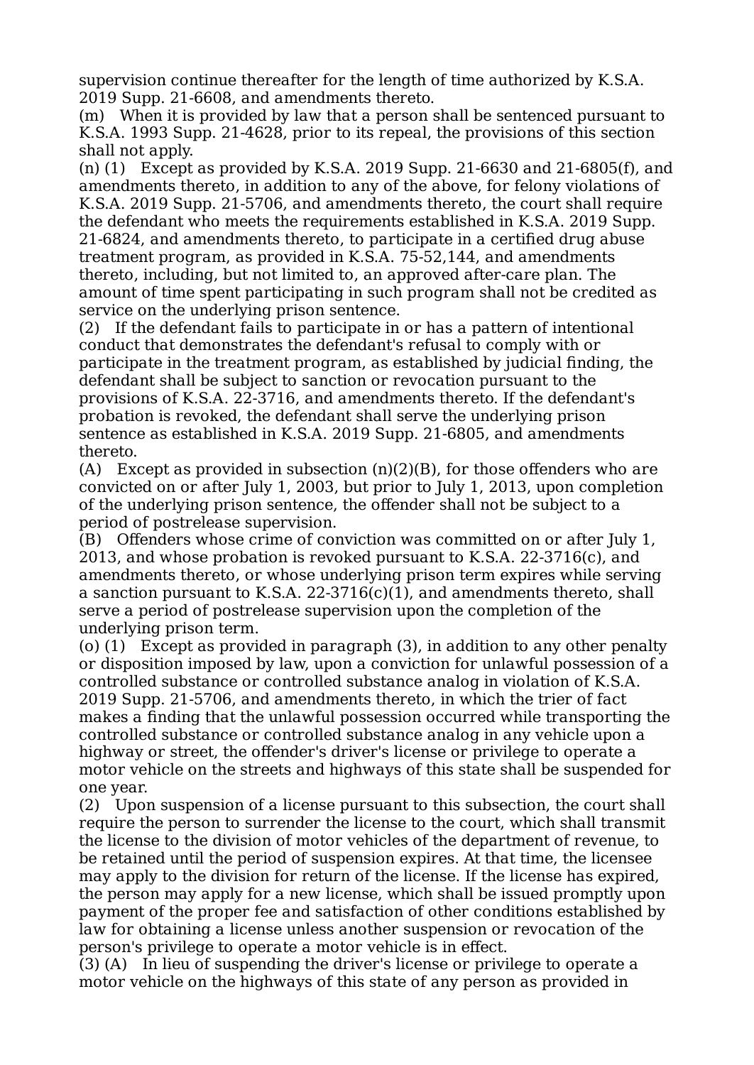supervision continue thereafter for the length of time authorized by K.S.A. 2019 Supp. 21-6608, and amendments thereto.

(m) When it is provided by law that a person shall be sentenced pursuant to K.S.A. 1993 Supp. 21-4628, prior to its repeal, the provisions of this section shall not apply.

(n) (1) Except as provided by K.S.A. 2019 Supp. 21-6630 and 21-6805(f), and amendments thereto, in addition to any of the above, for felony violations of K.S.A. 2019 Supp. 21-5706, and amendments thereto, the court shall require the defendant who meets the requirements established in K.S.A. 2019 Supp. 21-6824, and amendments thereto, to participate in a certified drug abuse treatment program, as provided in K.S.A. 75-52,144, and amendments thereto, including, but not limited to, an approved after-care plan. The amount of time spent participating in such program shall not be credited as service on the underlying prison sentence.

(2) If the defendant fails to participate in or has a pattern of intentional conduct that demonstrates the defendant's refusal to comply with or participate in the treatment program, as established by judicial finding, the defendant shall be subject to sanction or revocation pursuant to the provisions of K.S.A. 22-3716, and amendments thereto. If the defendant's probation is revoked, the defendant shall serve the underlying prison sentence as established in K.S.A. 2019 Supp. 21-6805, and amendments thereto.

(A) Except as provided in subsection (n)(2)(B), for those offenders who are convicted on or after July 1, 2003, but prior to July 1, 2013, upon completion of the underlying prison sentence, the offender shall not be subject to a period of postrelease supervision.

(B) Offenders whose crime of conviction was committed on or after July 1, 2013, and whose probation is revoked pursuant to K.S.A. 22-3716(c), and amendments thereto, or whose underlying prison term expires while serving a sanction pursuant to K.S.A. 22-3716(c)(1), and amendments thereto, shall serve a period of postrelease supervision upon the completion of the underlying prison term.

(o) (1) Except as provided in paragraph (3), in addition to any other penalty or disposition imposed by law, upon a conviction for unlawful possession of a controlled substance or controlled substance analog in violation of K.S.A. 2019 Supp. 21-5706, and amendments thereto, in which the trier of fact makes a finding that the unlawful possession occurred while transporting the controlled substance or controlled substance analog in any vehicle upon a highway or street, the offender's driver's license or privilege to operate a motor vehicle on the streets and highways of this state shall be suspended for one year.

(2) Upon suspension of a license pursuant to this subsection, the court shall require the person to surrender the license to the court, which shall transmit the license to the division of motor vehicles of the department of revenue, to be retained until the period of suspension expires. At that time, the licensee may apply to the division for return of the license. If the license has expired, the person may apply for a new license, which shall be issued promptly upon payment of the proper fee and satisfaction of other conditions established by law for obtaining a license unless another suspension or revocation of the person's privilege to operate a motor vehicle is in effect.

(3) (A) In lieu of suspending the driver's license or privilege to operate a motor vehicle on the highways of this state of any person as provided in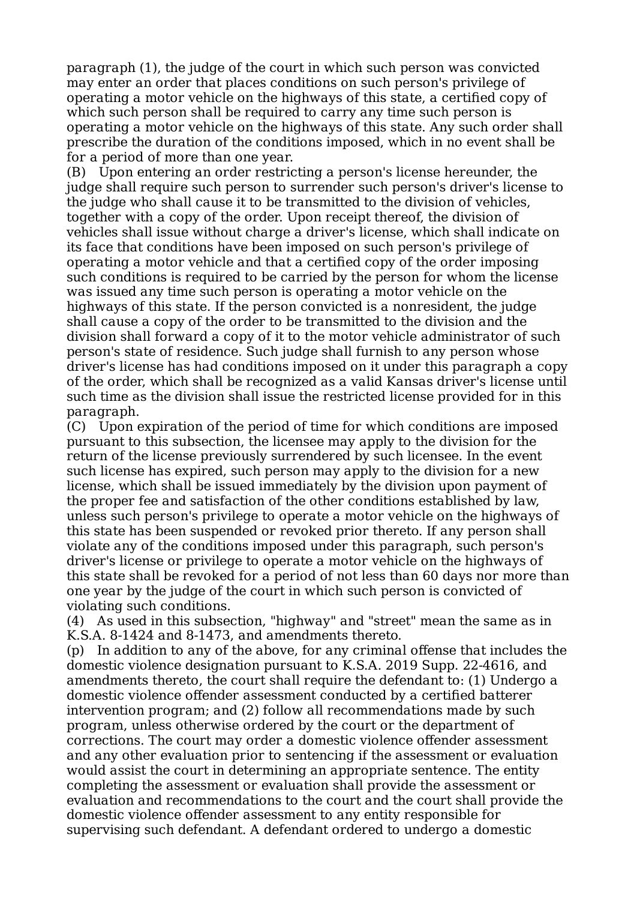paragraph (1), the judge of the court in which such person was convicted may enter an order that places conditions on such person's privilege of operating a motor vehicle on the highways of this state, a certified copy of which such person shall be required to carry any time such person is operating a motor vehicle on the highways of this state. Any such order shall prescribe the duration of the conditions imposed, which in no event shall be for a period of more than one year.

(B) Upon entering an order restricting a person's license hereunder, the judge shall require such person to surrender such person's driver's license to the judge who shall cause it to be transmitted to the division of vehicles, together with a copy of the order. Upon receipt thereof, the division of vehicles shall issue without charge a driver's license, which shall indicate on its face that conditions have been imposed on such person's privilege of operating a motor vehicle and that a certified copy of the order imposing such conditions is required to be carried by the person for whom the license was issued any time such person is operating a motor vehicle on the highways of this state. If the person convicted is a nonresident, the judge shall cause a copy of the order to be transmitted to the division and the division shall forward a copy of it to the motor vehicle administrator of such person's state of residence. Such judge shall furnish to any person whose driver's license has had conditions imposed on it under this paragraph a copy of the order, which shall be recognized as a valid Kansas driver's license until such time as the division shall issue the restricted license provided for in this paragraph.

(C) Upon expiration of the period of time for which conditions are imposed pursuant to this subsection, the licensee may apply to the division for the return of the license previously surrendered by such licensee. In the event such license has expired, such person may apply to the division for a new license, which shall be issued immediately by the division upon payment of the proper fee and satisfaction of the other conditions established by law, unless such person's privilege to operate a motor vehicle on the highways of this state has been suspended or revoked prior thereto. If any person shall violate any of the conditions imposed under this paragraph, such person's driver's license or privilege to operate a motor vehicle on the highways of this state shall be revoked for a period of not less than 60 days nor more than one year by the judge of the court in which such person is convicted of violating such conditions.

(4) As used in this subsection, "highway" and "street" mean the same as in K.S.A. 8-1424 and 8-1473, and amendments thereto.

(p) In addition to any of the above, for any criminal offense that includes the domestic violence designation pursuant to K.S.A. 2019 Supp. 22-4616, and amendments thereto, the court shall require the defendant to: (1) Undergo a domestic violence offender assessment conducted by a certified batterer intervention program; and (2) follow all recommendations made by such program, unless otherwise ordered by the court or the department of corrections. The court may order a domestic violence offender assessment and any other evaluation prior to sentencing if the assessment or evaluation would assist the court in determining an appropriate sentence. The entity completing the assessment or evaluation shall provide the assessment or evaluation and recommendations to the court and the court shall provide the domestic violence offender assessment to any entity responsible for supervising such defendant. A defendant ordered to undergo a domestic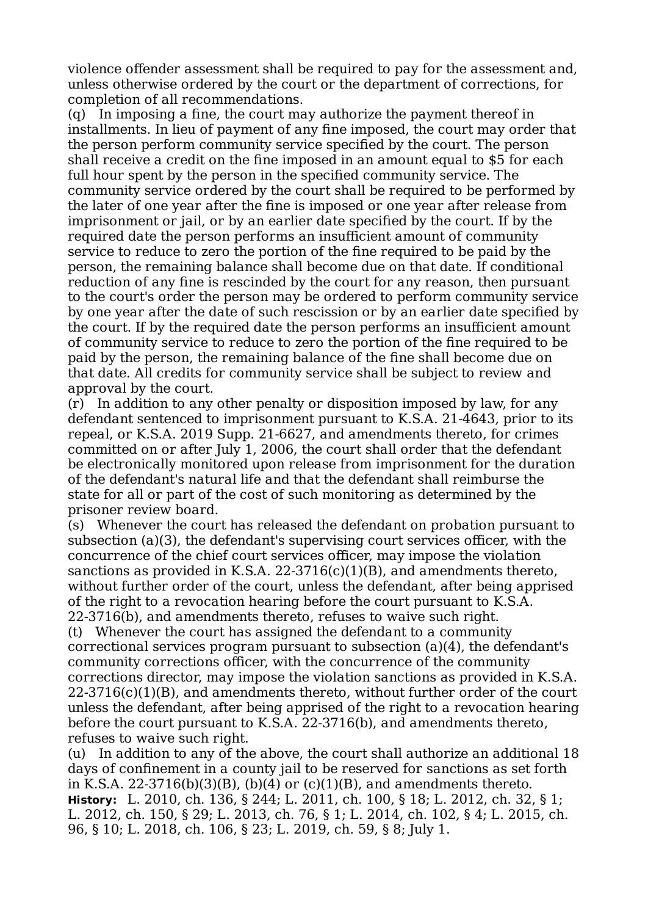violence offender assessment shall be required to pay for the assessment and, unless otherwise ordered by the court or the department of corrections, for completion of all recommendations.

(q) In imposing a fine, the court may authorize the payment thereof in installments. In lieu of payment of any fine imposed, the court may order that the person perform community service specified by the court. The person shall receive a credit on the fine imposed in an amount equal to $5 for each full hour spent by the person in the specified community service. The community service ordered by the court shall be required to be performed by the later of one year after the fine is imposed or one year after release from imprisonment or jail, or by an earlier date specified by the court. If by the required date the person performs an insufficient amount of community service to reduce to zero the portion of the fine required to be paid by the person, the remaining balance shall become due on that date. If conditional reduction of any fine is rescinded by the court for any reason, then pursuant to the court's order the person may be ordered to perform community service by one year after the date of such rescission or by an earlier date specified by the court. If by the required date the person performs an insufficient amount of community service to reduce to zero the portion of the fine required to be paid by the person, the remaining balance of the fine shall become due on that date. All credits for community service shall be subject to review and approval by the court.

(r) In addition to any other penalty or disposition imposed by law, for any defendant sentenced to imprisonment pursuant to K.S.A. 21-4643, prior to its repeal, or K.S.A. 2019 Supp. 21-6627, and amendments thereto, for crimes committed on or after July 1, 2006, the court shall order that the defendant be electronically monitored upon release from imprisonment for the duration of the defendant's natural life and that the defendant shall reimburse the state for all or part of the cost of such monitoring as determined by the prisoner review board.

(s) Whenever the court has released the defendant on probation pursuant to subsection (a)(3), the defendant's supervising court services officer, with the concurrence of the chief court services officer, may impose the violation sanctions as provided in K.S.A. 22-3716(c)(1)(B), and amendments thereto, without further order of the court, unless the defendant, after being apprised of the right to a revocation hearing before the court pursuant to K.S.A. 22-3716(b), and amendments thereto, refuses to waive such right.

(t) Whenever the court has assigned the defendant to a community correctional services program pursuant to subsection (a)(4), the defendant's community corrections officer, with the concurrence of the community corrections director, may impose the violation sanctions as provided in K.S.A. 22-3716(c)(1)(B), and amendments thereto, without further order of the court unless the defendant, after being apprised of the right to a revocation hearing before the court pursuant to K.S.A. 22-3716(b), and amendments thereto, refuses to waive such right.

(u) In addition to any of the above, the court shall authorize an additional 18 days of confinement in a county jail to be reserved for sanctions as set forth in K.S.A. 22-3716(b)(3)(B), (b)(4) or (c)(1)(B), and amendments thereto.

**History:** L. 2010, ch. 136, § 244; L. 2011, ch. 100, § 18; L. 2012, ch. 32, § 1; L. 2012, ch. 150, § 29; L. 2013, ch. 76, § 1; L. 2014, ch. 102, § 4; L. 2015, ch. 96, § 10; L. 2018, ch. 106, § 23; L. 2019, ch. 59, § 8; July 1.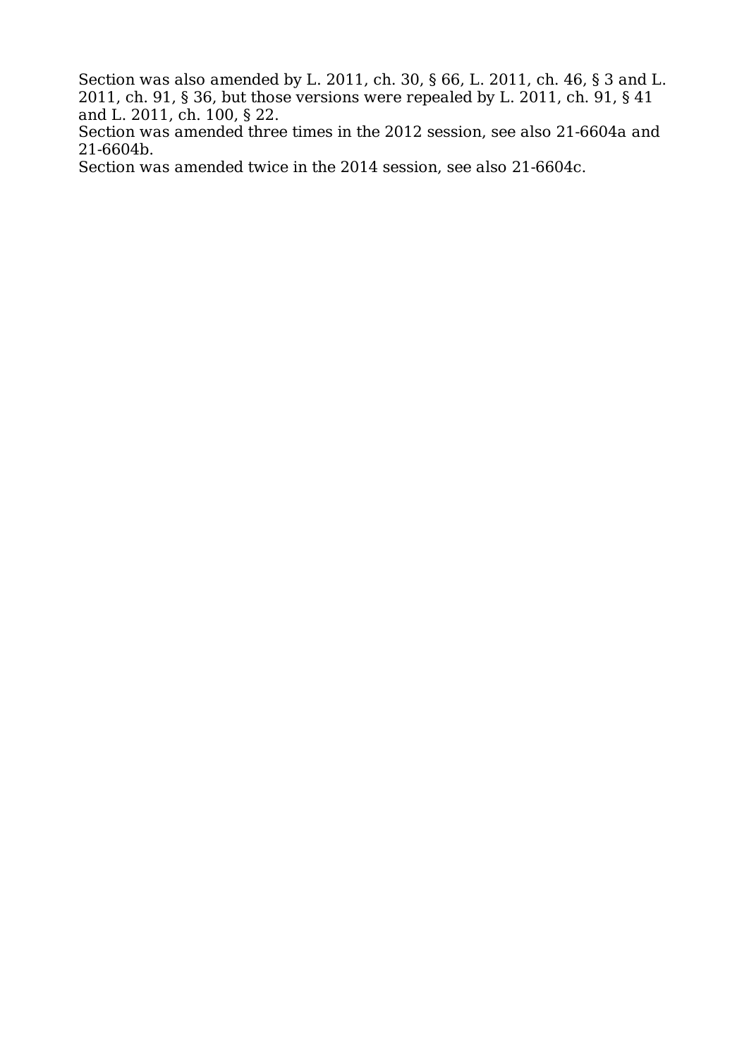Section was also amended by L. 2011, ch. 30, § 66, L. 2011, ch. 46, § 3 and L. 2011, ch. 91, § 36, but those versions were repealed by L. 2011, ch. 91, § 41 and L. 2011, ch. 100, § 22.

Section was amended three times in the 2012 session, see also 21-6604a and 21-6604b.

Section was amended twice in the 2014 session, see also 21-6604c.